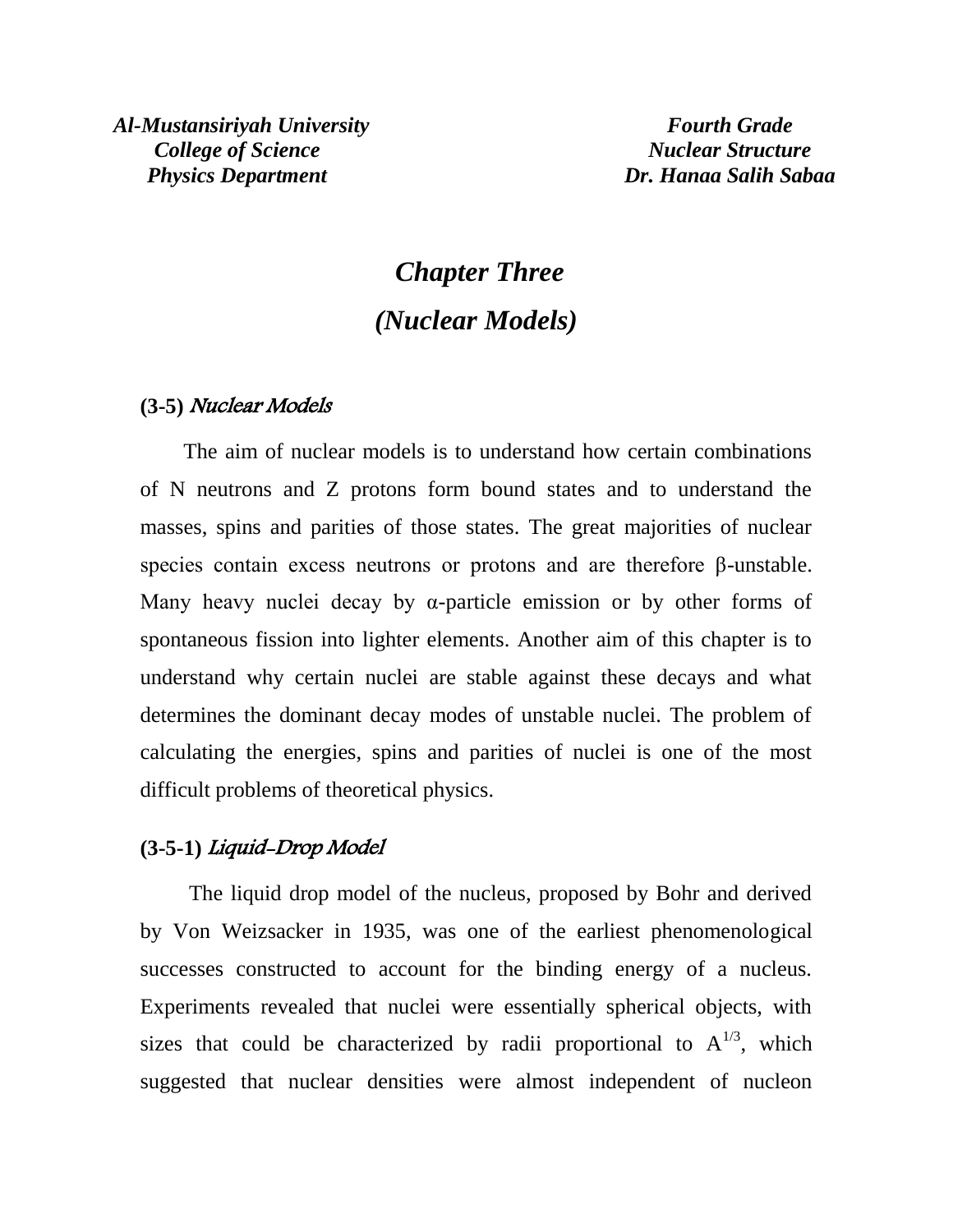**Al-Mustansiriyah University**
**College of Science**
**Physics Department**

**Fourth Grade**
**Nuclear Structure**
**Dr. Hanaa Salih Sabaa**

# *Chapter Three*
# *(Nuclear Models)*

## (3-5) *Nuclear Models*

The aim of nuclear models is to understand how certain combinations of N neutrons and Z protons form bound states and to understand the masses, spins and parities of those states. The great majorities of nuclear species contain excess neutrons or protons and are therefore β-unstable. Many heavy nuclei decay by α-particle emission or by other forms of spontaneous fission into lighter elements. Another aim of this chapter is to understand why certain nuclei are stable against these decays and what determines the dominant decay modes of unstable nuclei. The problem of calculating the energies, spins and parities of nuclei is one of the most difficult problems of theoretical physics.

### (3-5-1) *Liquid-Drop Model*

The liquid drop model of the nucleus, proposed by Bohr and derived by Von Weizsacker in 1935, was one of the earliest phenomenological successes constructed to account for the binding energy of a nucleus. Experiments revealed that nuclei were essentially spherical objects, with sizes that could be characterized by radii proportional to $A^{1/3}$, which suggested that nuclear densities were almost independent of nucleon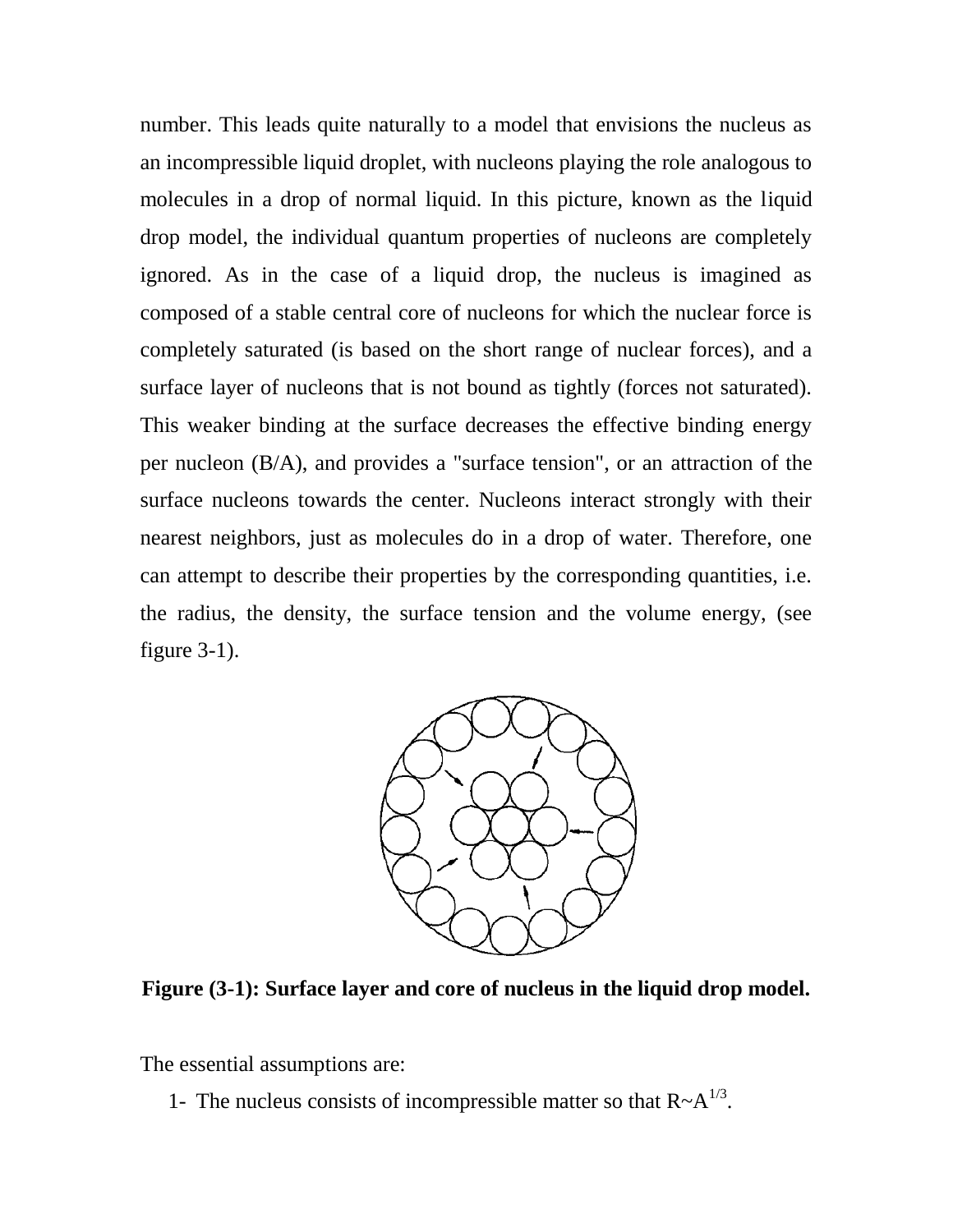number. This leads quite naturally to a model that envisions the nucleus as an incompressible liquid droplet, with nucleons playing the role analogous to molecules in a drop of normal liquid. In this picture, known as the liquid drop model, the individual quantum properties of nucleons are completely ignored. As in the case of a liquid drop, the nucleus is imagined as composed of a stable central core of nucleons for which the nuclear force is completely saturated (is based on the short range of nuclear forces), and a surface layer of nucleons that is not bound as tightly (forces not saturated). This weaker binding at the surface decreases the effective binding energy per nucleon (B/A), and provides a "surface tension", or an attraction of the surface nucleons towards the center. Nucleons interact strongly with their nearest neighbors, just as molecules do in a drop of water. Therefore, one can attempt to describe their properties by the corresponding quantities, i.e. the radius, the density, the surface tension and the volume energy, (see figure 3-1).

**Figure (3-1): Surface layer and core of nucleus in the liquid drop model.**

The essential assumptions are:

1- The nucleus consists of incompressible matter so that $R \sim A^{1/3}$.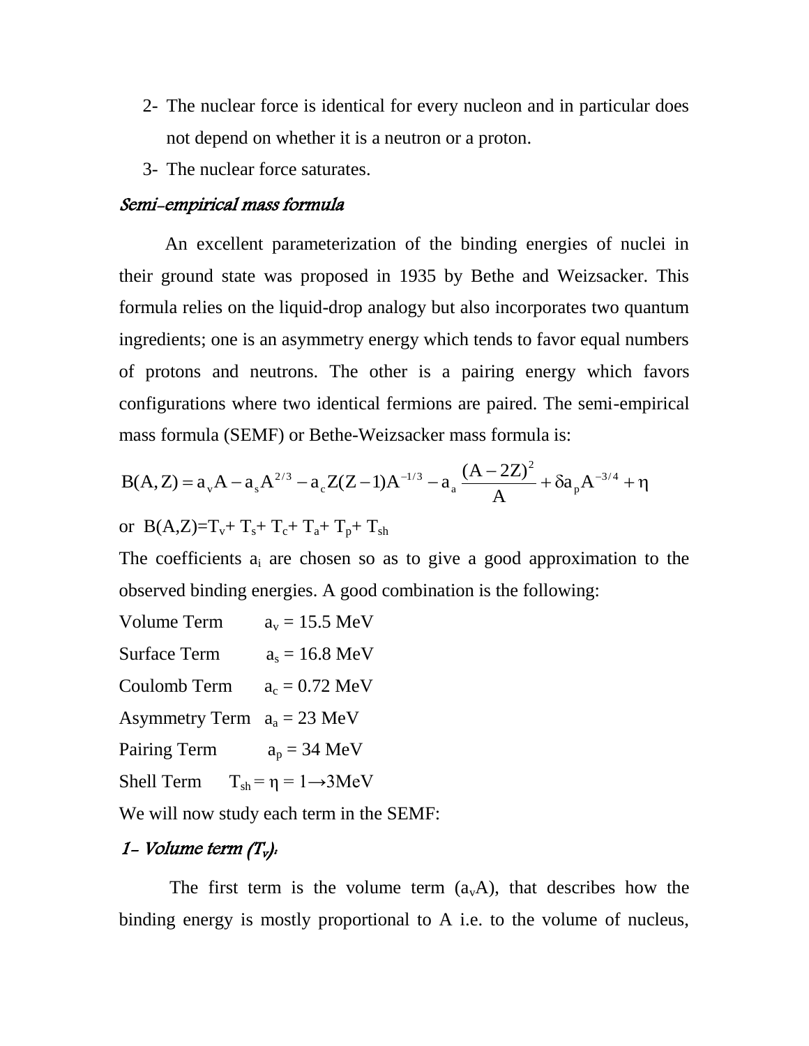2- The nuclear force is identical for every nucleon and in particular does not depend on whether it is a neutron or a proton.

3- The nuclear force saturates.

### *Semi-empirical mass formula*

An excellent parameterization of the binding energies of nuclei in their ground state was proposed in 1935 by Bethe and Weizsacker. This formula relies on the liquid-drop analogy but also incorporates two quantum ingredients; one is an asymmetry energy which tends to favor equal numbers of protons and neutrons. The other is a pairing energy which favors configurations where two identical fermions are paired. The semi-empirical mass formula (SEMF) or Bethe-Weizsacker mass formula is:

$$B(A,Z) = a_v A - a_s A^{2/3} - a_c Z(Z-1)A^{-1/3} - a_a \frac{(A-2Z)^2}{A} + \delta a_p A^{-3/4} + \eta$$

or $B(A,Z)=T_v+ T_s+ T_c+ T_a+ T_p+ T_{sh}$

The coefficients $a_i$ are chosen so as to give a good approximation to the observed binding energies. A good combination is the following:

Volume Term $a_v = 15.5$ MeV

Surface Term $a_s = 16.8$ MeV

Coulomb Term $a_c = 0.72$ MeV

Asymmetry Term $a_a = 23$ MeV

Pairing Term $a_p = 34$ MeV

Shell Term $T_{sh} = \eta = 1 \rightarrow 3$ MeV

We will now study each term in the SEMF:

### *1- Volume term ($T_v$):*

The first term is the volume term ($a_v A$), that describes how the binding energy is mostly proportional to A i.e. to the volume of nucleus,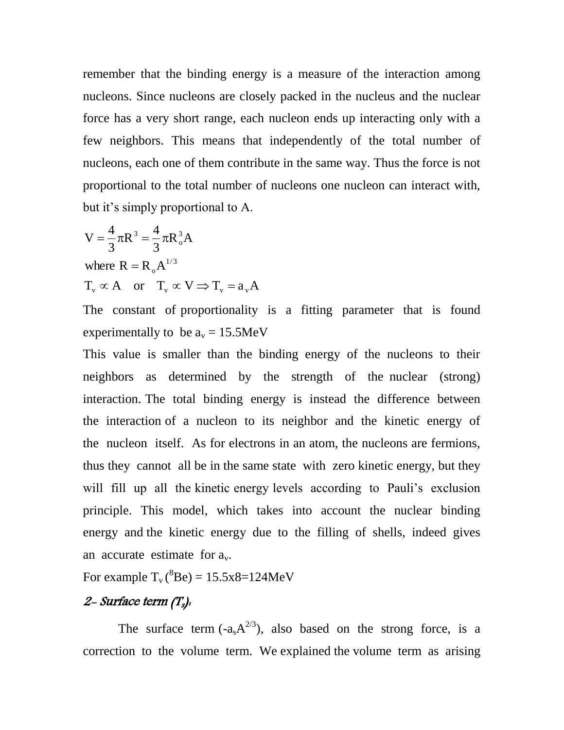remember that the binding energy is a measure of the interaction among nucleons. Since nucleons are closely packed in the nucleus and the nuclear force has a very short range, each nucleon ends up interacting only with a few neighbors. This means that independently of the total number of nucleons, each one of them contribute in the same way. Thus the force is not proportional to the total number of nucleons one nucleon can interact with, but it's simply proportional to A.

$$V = \frac{4}{3}\pi R^3 = \frac{4}{3}\pi R_o^3 A$$

where $R = R_o A^{1/3}$

$$T_v \propto A \quad \text{or} \quad T_v \propto V \Rightarrow T_v = a_v A$$

The constant of proportionality is a fitting parameter that is found experimentally to be $a_v = 15.5\text{MeV}$

This value is smaller than the binding energy of the nucleons to their neighbors as determined by the strength of the nuclear (strong) interaction. The total binding energy is instead the difference between the interaction of a nucleon to its neighbor and the kinetic energy of the nucleon itself. As for electrons in an atom, the nucleons are fermions, thus they cannot all be in the same state with zero kinetic energy, but they will fill up all the kinetic energy levels according to Pauli's exclusion principle. This model, which takes into account the nuclear binding energy and the kinetic energy due to the filling of shells, indeed gives an accurate estimate for $a_v$.

For example $T_v(^8Be) = 15.5\text{x}8 = 124\text{MeV}$

### *2- Surface term ($T_s$):*

The surface term ($-a_s A^{2/3}$), also based on the strong force, is a correction to the volume term. We explained the volume term as arising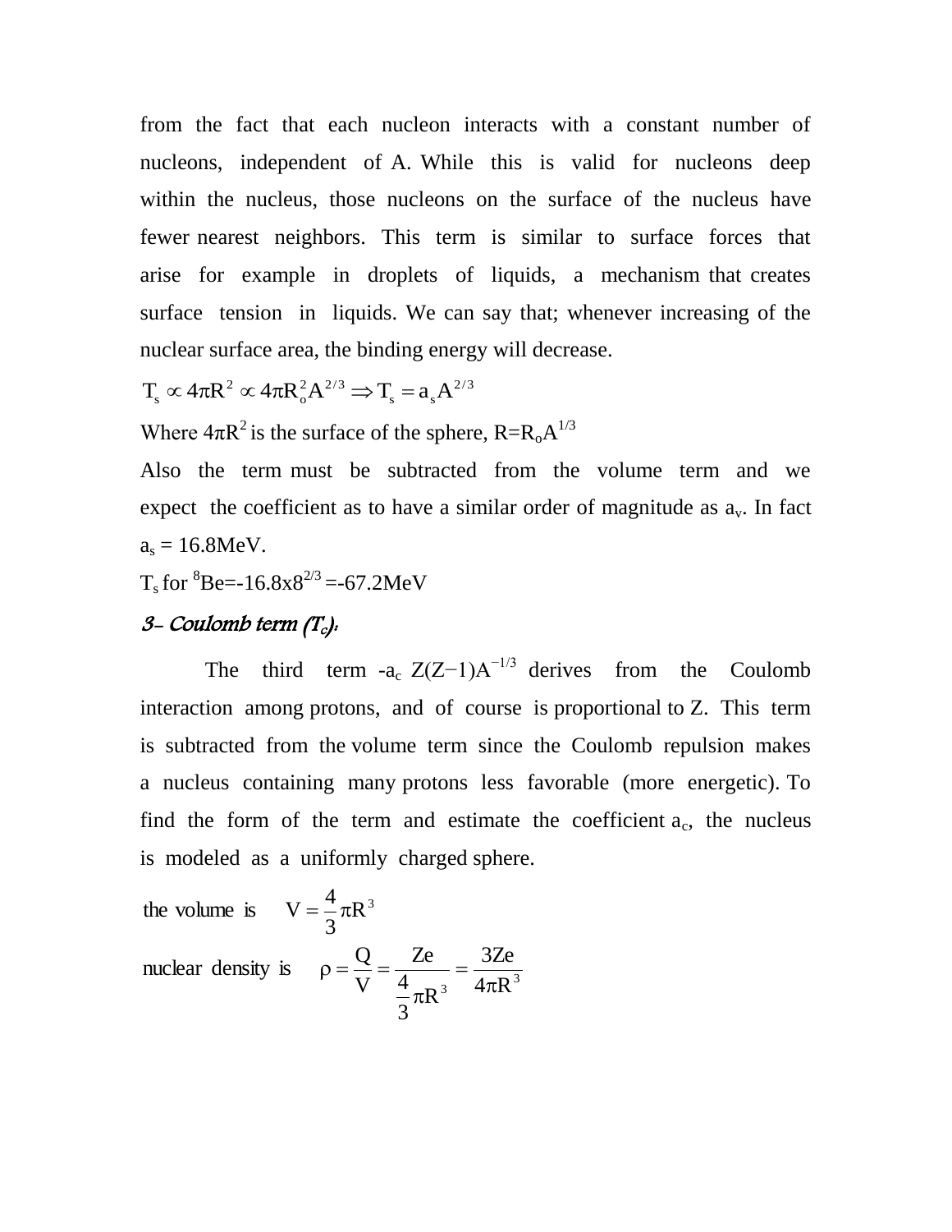from the fact that each nucleon interacts with a constant number of nucleons, independent of A. While this is valid for nucleons deep within the nucleus, those nucleons on the surface of the nucleus have fewer nearest neighbors. This term is similar to surface forces that arise for example in droplets of liquids, a mechanism that creates surface tension in liquids. We can say that; whenever increasing of the nuclear surface area, the binding energy will decrease.

$$T_s \propto 4\pi R^2 \propto 4\pi R_o^2 A^{2/3} \Rightarrow T_s = a_s A^{2/3}$$

Where $4\pi R^2$ is the surface of the sphere, $R=R_o A^{1/3}$

Also the term must be subtracted from the volume term and we expect the coefficient as to have a similar order of magnitude as $a_v$. In fact $a_s$ = 16.8MeV.

$T_s$ for $^8$Be=-16.8x8$^{2/3}$ =-67.2MeV

### *3- Coulomb term ($T_c$):*

The third term $-a_c\, Z(Z-1)A^{-1/3}$ derives from the Coulomb interaction among protons, and of course is proportional to Z. This term is subtracted from the volume term since the Coulomb repulsion makes a nucleus containing many protons less favorable (more energetic). To find the form of the term and estimate the coefficient $a_c$, the nucleus is modeled as a uniformly charged sphere.

the volume is $\quad V = \frac{4}{3}\pi R^3$

nuclear density is $\quad \rho = \frac{Q}{V} = \frac{Ze}{\frac{4}{3}\pi R^3} = \frac{3Ze}{4\pi R^3}$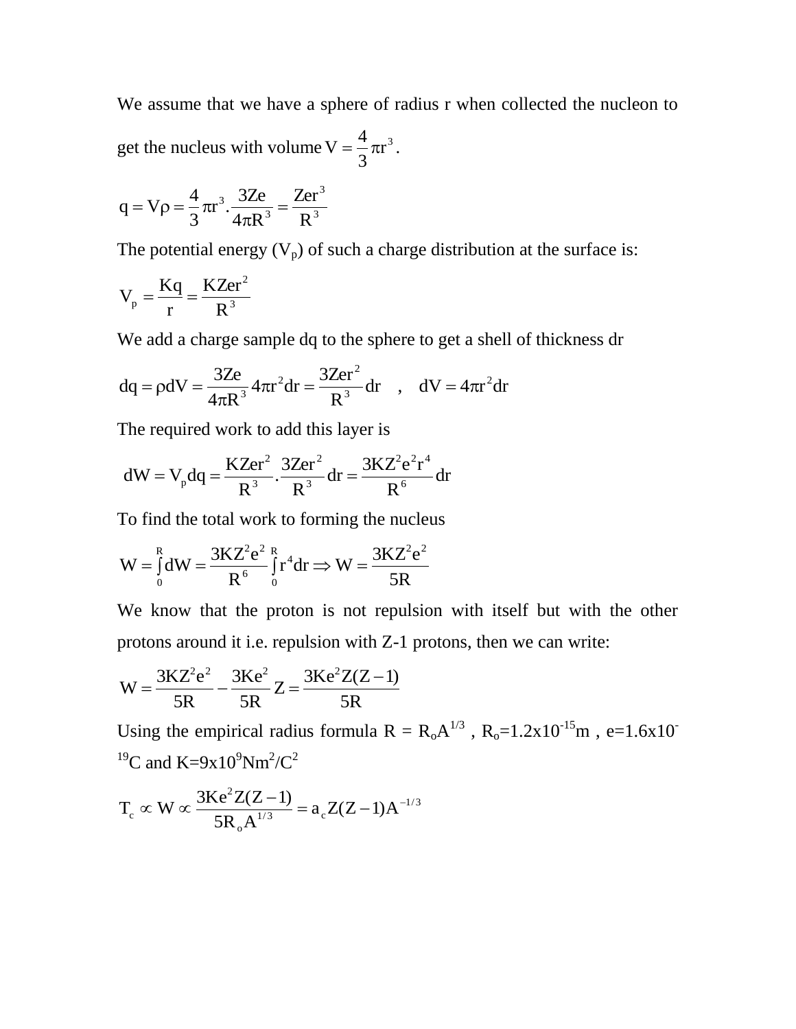We assume that we have a sphere of radius r when collected the nucleon to get the nucleus with volume $V = \frac{4}{3}\pi r^3$.

$$q = V\rho = \frac{4}{3}\pi r^3 . \frac{3Ze}{4\pi R^3} = \frac{Zer^3}{R^3}$$

The potential energy ($V_p$) of such a charge distribution at the surface is:

$$V_p = \frac{Kq}{r} = \frac{KZer^2}{R^3}$$

We add a charge sample dq to the sphere to get a shell of thickness dr

$$dq = \rho dV = \frac{3Ze}{4\pi R^3} 4\pi r^2 dr = \frac{3Zer^2}{R^3} dr \quad , \quad dV = 4\pi r^2 dr$$

The required work to add this layer is

$$dW = V_p dq = \frac{KZer^2}{R^3} . \frac{3Zer^2}{R^3} dr = \frac{3KZ^2e^2r^4}{R^6} dr$$

To find the total work to forming the nucleus

$$W = \int_0^R dW = \frac{3KZ^2e^2}{R^6} \int_0^R r^4 dr \Rightarrow W = \frac{3KZ^2e^2}{5R}$$

We know that the proton is not repulsion with itself but with the other protons around it i.e. repulsion with Z-1 protons, then we can write:

$$W = \frac{3KZ^2e^2}{5R} - \frac{3Ke^2}{5R} Z = \frac{3Ke^2 Z(Z-1)}{5R}$$

Using the empirical radius formula $R = R_o A^{1/3}$ , $R_o = 1.2 \times 10^{-15}$m , $e = 1.6 \times 10^{-19}$C and $K = 9 \times 10^9 \text{Nm}^2/\text{C}^2$

$$T_c \propto W \propto \frac{3Ke^2 Z(Z-1)}{5R_o A^{1/3}} = a_c Z(Z-1)A^{-1/3}$$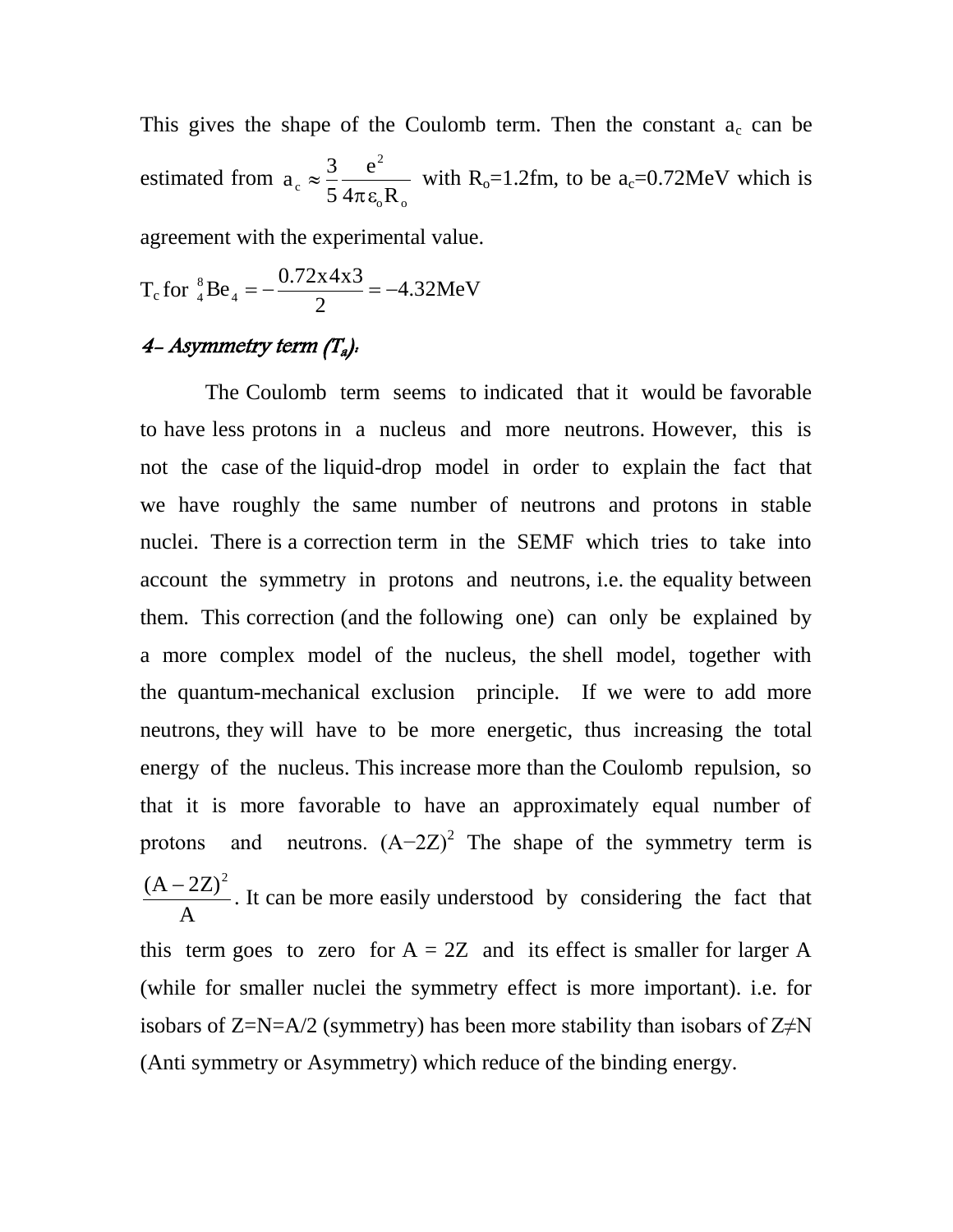This gives the shape of the Coulomb term. Then the constant $a_c$ can be estimated from $a_c \approx \frac{3}{5}\frac{e^2}{4\pi\varepsilon_o R_o}$ with $R_o$=1.2fm, to be $a_c$=0.72MeV which is agreement with the experimental value.

$T_c$ for ${}^{8}_{4}Be_4 = -\frac{0.72x4x3}{2} = -4.32MeV$

### *4- Asymmetry term ($T_a$):*

The Coulomb term seems to indicated that it would be favorable to have less protons in a nucleus and more neutrons. However, this is not the case of the liquid-drop model in order to explain the fact that we have roughly the same number of neutrons and protons in stable nuclei. There is a correction term in the SEMF which tries to take into account the symmetry in protons and neutrons, i.e. the equality between them. This correction (and the following one) can only be explained by a more complex model of the nucleus, the shell model, together with the quantum-mechanical exclusion principle. If we were to add more neutrons, they will have to be more energetic, thus increasing the total energy of the nucleus. This increase more than the Coulomb repulsion, so that it is more favorable to have an approximately equal number of protons and neutrons. $(A-2Z)^2$ The shape of the symmetry term is $\frac{(A-2Z)^2}{A}$. It can be more easily understood by considering the fact that this term goes to zero for A = 2Z and its effect is smaller for larger A (while for smaller nuclei the symmetry effect is more important). i.e. for isobars of Z=N=A/2 (symmetry) has been more stability than isobars of Z≠N (Anti symmetry or Asymmetry) which reduce of the binding energy.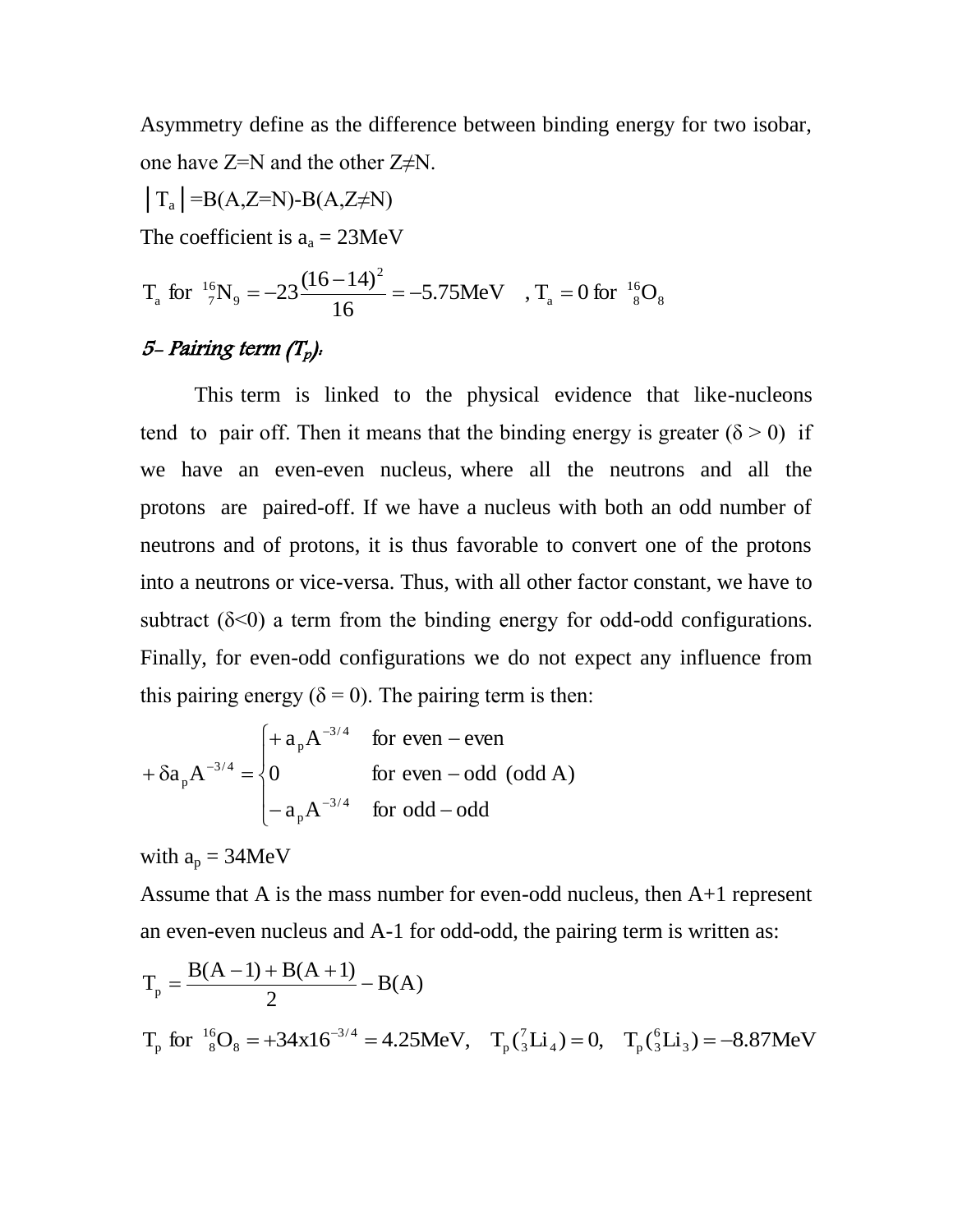Asymmetry define as the difference between binding energy for two isobar, one have Z=N and the other Z≠N.

$|T_a| = B(A, Z=N) - B(A, Z \neq N)$

The coefficient is $a_a = 23\text{MeV}$

$$T_a \text{ for } {}^{16}_{7}N_9 = -23\frac{(16-14)^2}{16} = -5.75\text{MeV} \quad , T_a = 0 \text{ for } {}^{16}_{8}O_8$$

### *5- Pairing term ($T_p$):*

This term is linked to the physical evidence that like-nucleons tend to pair off. Then it means that the binding energy is greater ($\delta > 0$) if we have an even-even nucleus, where all the neutrons and all the protons are paired-off. If we have a nucleus with both an odd number of neutrons and of protons, it is thus favorable to convert one of the protons into a neutrons or vice-versa. Thus, with all other factor constant, we have to subtract ($\delta < 0$) a term from the binding energy for odd-odd configurations. Finally, for even-odd configurations we do not expect any influence from this pairing energy ($\delta = 0$). The pairing term is then:

$$+\delta a_p A^{-3/4} = \begin{cases} +a_p A^{-3/4} & \text{for even} - \text{even} \\ 0 & \text{for even} - \text{odd (odd A)} \\ -a_p A^{-3/4} & \text{for odd} - \text{odd} \end{cases}$$

with $a_p = 34\text{MeV}$

Assume that A is the mass number for even-odd nucleus, then A+1 represent an even-even nucleus and A-1 for odd-odd, the pairing term is written as:

$$T_p = \frac{B(A-1) + B(A+1)}{2} - B(A)$$

$$T_p \text{ for } {}^{16}_{8}O_8 = +34x16^{-3/4} = 4.25\text{MeV}, \quad T_p({}^{7}_{3}Li_4) = 0, \quad T_p({}^{6}_{3}Li_3) = -8.87\text{MeV}$$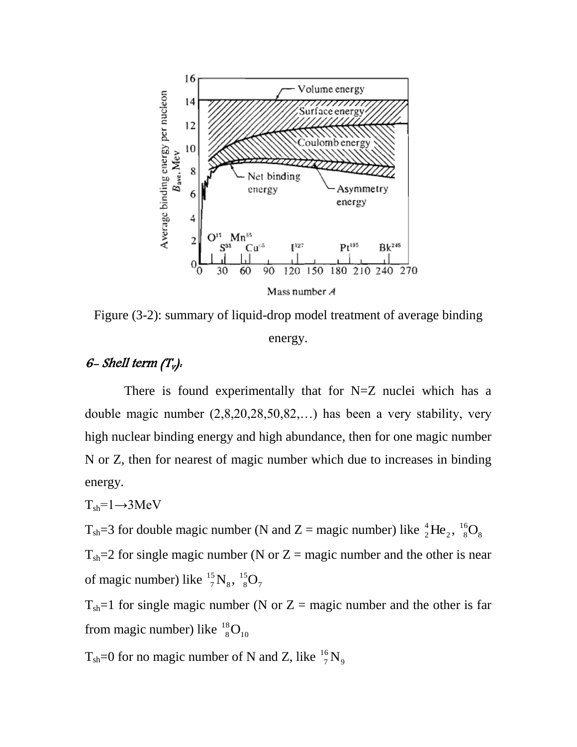Figure (3-2): summary of liquid-drop model treatment of average binding energy.

### *6- Shell term ($T_V$):*

There is found experimentally that for N=Z nuclei which has a double magic number (2,8,20,28,50,82,…) has been a very stability, very high nuclear binding energy and high abundance, then for one magic number N or Z, then for nearest of magic number which due to increases in binding energy.

$T_{sh}$=1→3MeV

$T_{sh}$=3 for double magic number (N and Z = magic number) like ${}^{4}_{2}He_{2}$, ${}^{16}_{8}O_{8}$

$T_{sh}$=2 for single magic number (N or Z = magic number and the other is near of magic number) like ${}^{15}_{7}N_{8}$, ${}^{15}_{8}O_{7}$

$T_{sh}$=1 for single magic number (N or Z = magic number and the other is far from magic number) like ${}^{18}_{8}O_{10}$

$T_{sh}$=0 for no magic number of N and Z, like ${}^{16}_{7}N_{9}$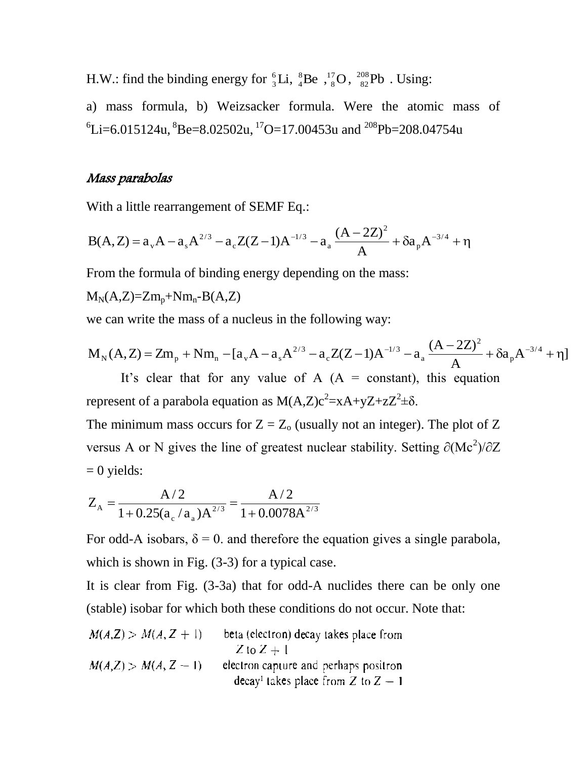H.W.: find the binding energy for ${}^{6}_{3}Li$, ${}^{8}_{4}Be$ , ${}^{17}_{8}O$ , ${}^{208}_{82}Pb$ . Using:

a) mass formula, b) Weizsacker formula. Were the atomic mass of ${}^{6}Li$=6.015124u, ${}^{8}Be$=8.02502u, ${}^{17}O$=17.00453u and ${}^{208}Pb$=208.04754u

### *Mass parabolas*

With a little rearrangement of SEMF Eq.:

$$B(A,Z) = a_v A - a_s A^{2/3} - a_c Z(Z-1)A^{-1/3} - a_a \frac{(A-2Z)^2}{A} + \delta a_p A^{-3/4} + \eta$$

From the formula of binding energy depending on the mass:

$M_N(A,Z)=Zm_p+Nm_n-B(A,Z)$

we can write the mass of a nucleus in the following way:

$$M_N(A,Z) = Zm_p + Nm_n - [a_v A - a_s A^{2/3} - a_c Z(Z-1)A^{-1/3} - a_a \frac{(A-2Z)^2}{A} + \delta a_p A^{-3/4} + \eta]$$

It's clear that for any value of A (A = constant), this equation represent of a parabola equation as $M(A,Z)c^2=xA+yZ+zZ^2\pm\delta$.

The minimum mass occurs for $Z = Z_o$ (usually not an integer). The plot of Z versus A or N gives the line of greatest nuclear stability. Setting $\partial(Mc^2)/\partial Z = 0$ yields:

$$Z_A = \frac{A/2}{1+0.25(a_c/a_a)A^{2/3}} = \frac{A/2}{1+0.0078A^{2/3}}$$

For odd-A isobars, $\delta = 0$. and therefore the equation gives a single parabola, which is shown in Fig. (3-3) for a typical case.

It is clear from Fig. (3-3a) that for odd-A nuclides there can be only one (stable) isobar for which both these conditions do not occur. Note that:

| | |
|---|---|
| $M(A,Z) > M(A, Z+1)$ | beta (electron) decay takes place from $Z$ to $Z+1$ |
| $M(A,Z) > M(A, Z-1)$ | electron capture and perhaps positron decay[1] takes place from $Z$ to $Z-1$ |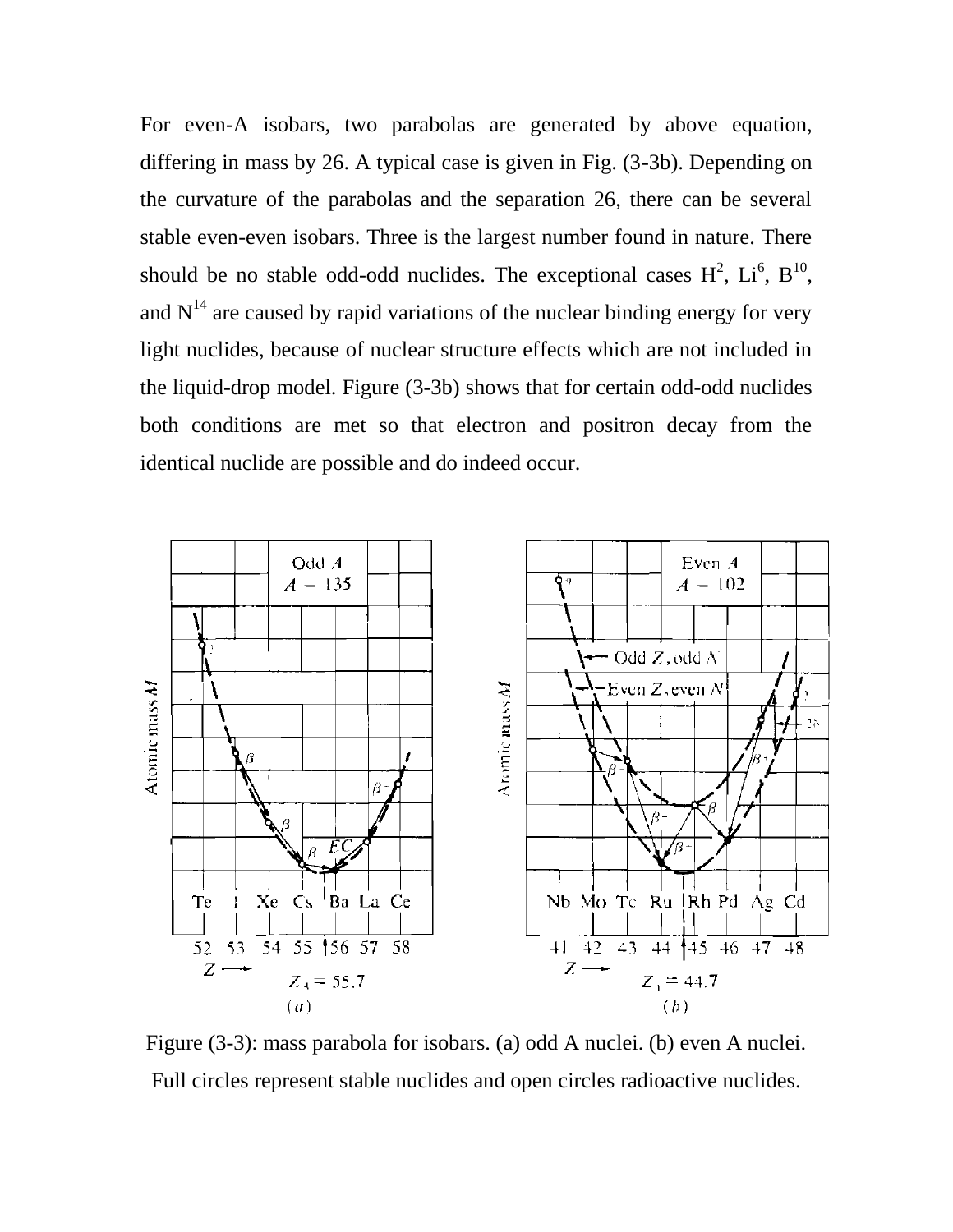For even-A isobars, two parabolas are generated by above equation, differing in mass by 2δ. A typical case is given in Fig. (3-3b). Depending on the curvature of the parabolas and the separation 2δ, there can be several stable even-even isobars. Three is the largest number found in nature. There should be no stable odd-odd nuclides. The exceptional cases $H^2$, $Li^6$, $B^{10}$, and $N^{14}$ are caused by rapid variations of the nuclear binding energy for very light nuclides, because of nuclear structure effects which are not included in the liquid-drop model. Figure (3-3b) shows that for certain odd-odd nuclides both conditions are met so that electron and positron decay from the identical nuclide are possible and do indeed occur.

Figure (3-3): mass parabola for isobars. (a) odd A nuclei. (b) even A nuclei. Full circles represent stable nuclides and open circles radioactive nuclides.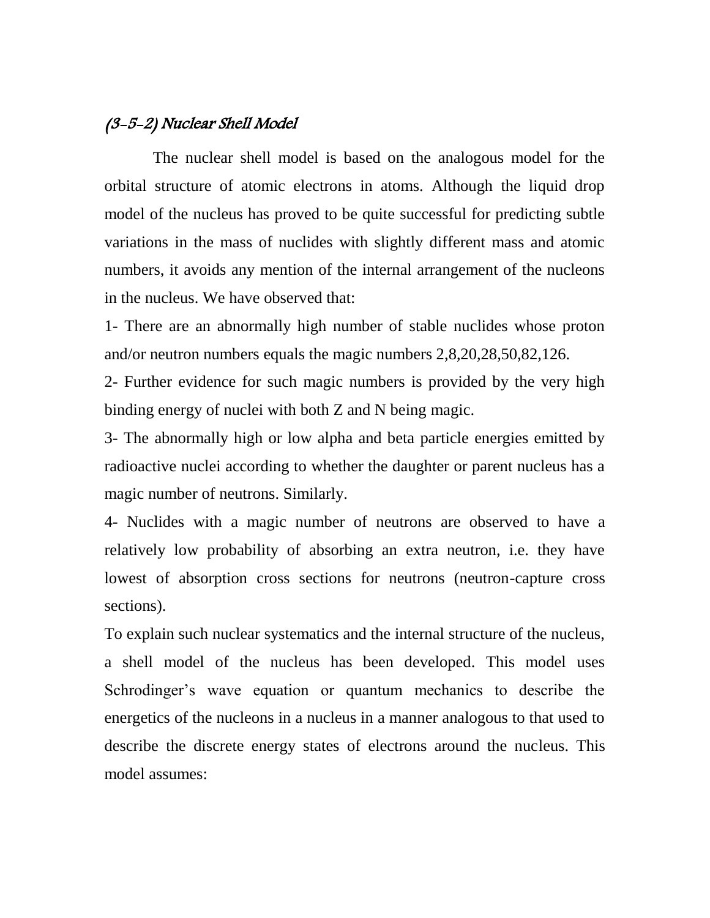### (3-5-2) Nuclear Shell Model

The nuclear shell model is based on the analogous model for the orbital structure of atomic electrons in atoms. Although the liquid drop model of the nucleus has proved to be quite successful for predicting subtle variations in the mass of nuclides with slightly different mass and atomic numbers, it avoids any mention of the internal arrangement of the nucleons in the nucleus. We have observed that:

1- There are an abnormally high number of stable nuclides whose proton and/or neutron numbers equals the magic numbers 2,8,20,28,50,82,126.

2- Further evidence for such magic numbers is provided by the very high binding energy of nuclei with both Z and N being magic.

3- The abnormally high or low alpha and beta particle energies emitted by radioactive nuclei according to whether the daughter or parent nucleus has a magic number of neutrons. Similarly.

4- Nuclides with a magic number of neutrons are observed to have a relatively low probability of absorbing an extra neutron, i.e. they have lowest of absorption cross sections for neutrons (neutron-capture cross sections).

To explain such nuclear systematics and the internal structure of the nucleus, a shell model of the nucleus has been developed. This model uses Schrodinger's wave equation or quantum mechanics to describe the energetics of the nucleons in a nucleus in a manner analogous to that used to describe the discrete energy states of electrons around the nucleus. This model assumes: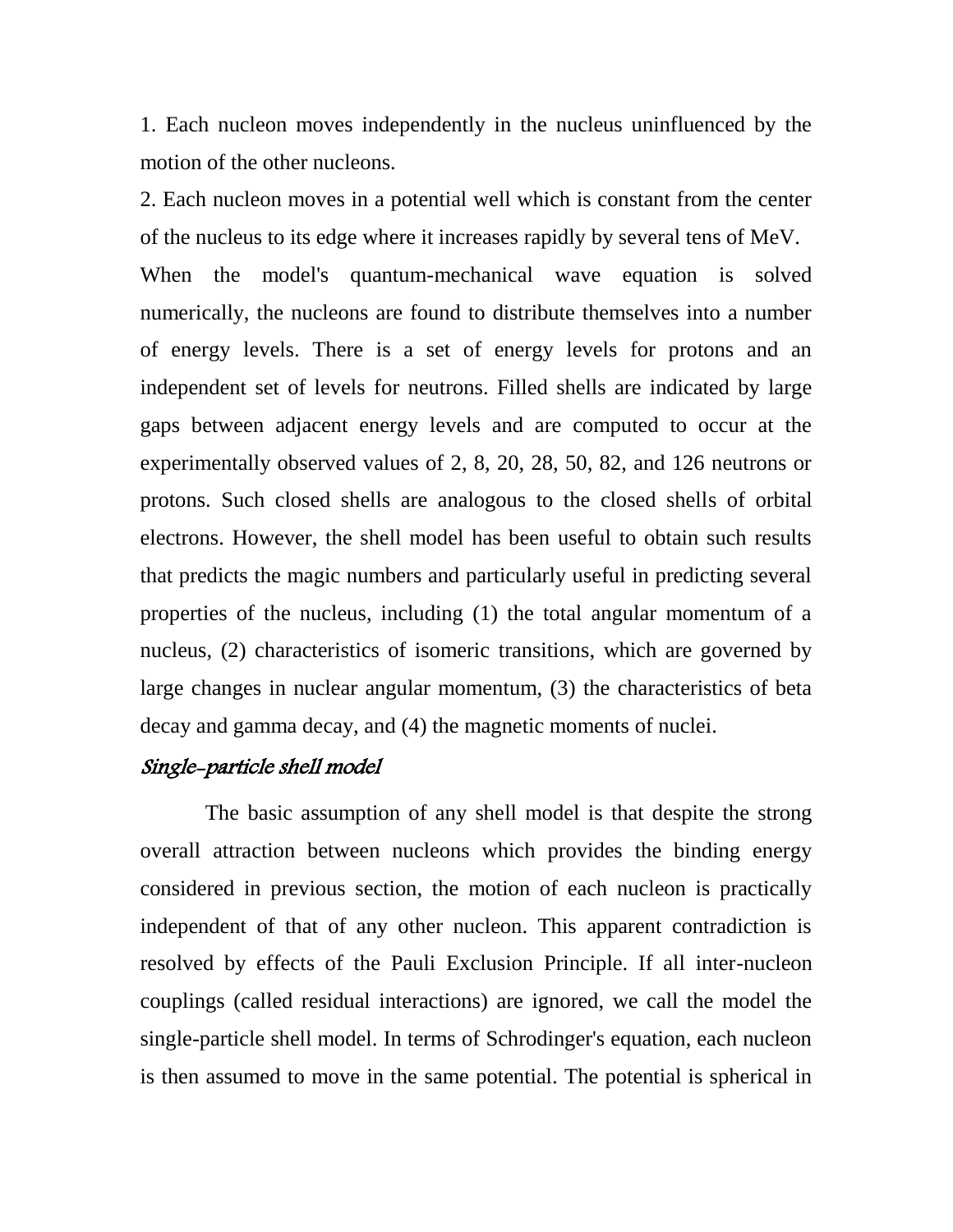1. Each nucleon moves independently in the nucleus uninfluenced by the motion of the other nucleons.

2. Each nucleon moves in a potential well which is constant from the center of the nucleus to its edge where it increases rapidly by several tens of MeV.

When the model's quantum-mechanical wave equation is solved numerically, the nucleons are found to distribute themselves into a number of energy levels. There is a set of energy levels for protons and an independent set of levels for neutrons. Filled shells are indicated by large gaps between adjacent energy levels and are computed to occur at the experimentally observed values of 2, 8, 20, 28, 50, 82, and 126 neutrons or protons. Such closed shells are analogous to the closed shells of orbital electrons. However, the shell model has been useful to obtain such results that predicts the magic numbers and particularly useful in predicting several properties of the nucleus, including (1) the total angular momentum of a nucleus, (2) characteristics of isomeric transitions, which are governed by large changes in nuclear angular momentum, (3) the characteristics of beta decay and gamma decay, and (4) the magnetic moments of nuclei.

### *Single-particle shell model*

The basic assumption of any shell model is that despite the strong overall attraction between nucleons which provides the binding energy considered in previous section, the motion of each nucleon is practically independent of that of any other nucleon. This apparent contradiction is resolved by effects of the Pauli Exclusion Principle. If all inter-nucleon couplings (called residual interactions) are ignored, we call the model the single-particle shell model. In terms of Schrodinger's equation, each nucleon is then assumed to move in the same potential. The potential is spherical in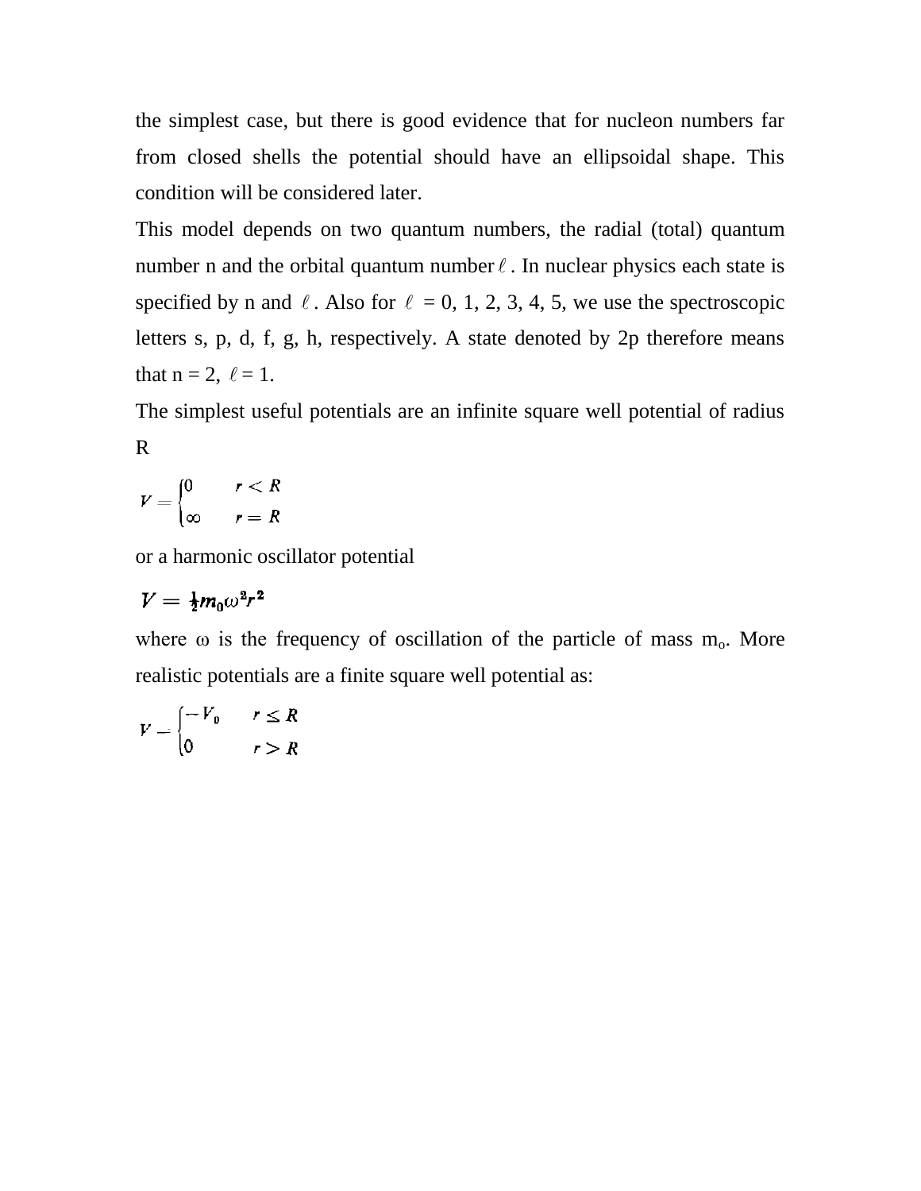the simplest case, but there is good evidence that for nucleon numbers far from closed shells the potential should have an ellipsoidal shape. This condition will be considered later.

This model depends on two quantum numbers, the radial (total) quantum number n and the orbital quantum number $\ell$. In nuclear physics each state is specified by n and $\ell$. Also for $\ell$ = 0, 1, 2, 3, 4, 5, we use the spectroscopic letters s, p, d, f, g, h, respectively. A state denoted by 2p therefore means that n = 2, $\ell$ = 1.

The simplest useful potentials are an infinite square well potential of radius R

$$V = \begin{cases} 0 & r < R \\ \infty & r = R \end{cases}$$

or a harmonic oscillator potential

$$V = \tfrac{1}{2} m_0 \omega^2 r^2$$

where ω is the frequency of oscillation of the particle of mass $m_o$. More realistic potentials are a finite square well potential as:

$$V = \begin{cases} -V_0 & r \leq R \\ 0 & r > R \end{cases}$$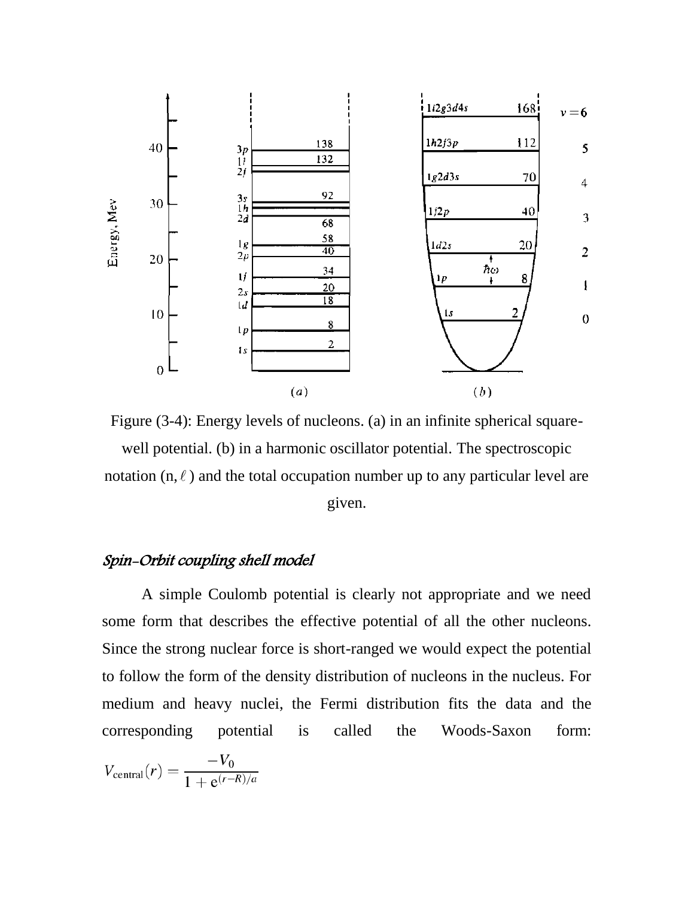Figure (3-4): Energy levels of nucleons. (a) in an infinite spherical square-well potential. (b) in a harmonic oscillator potential. The spectroscopic notation (n, $\ell$) and the total occupation number up to any particular level are given.

### *Spin-Orbit coupling shell model*

A simple Coulomb potential is clearly not appropriate and we need some form that describes the effective potential of all the other nucleons. Since the strong nuclear force is short-ranged we would expect the potential to follow the form of the density distribution of nucleons in the nucleus. For medium and heavy nuclei, the Fermi distribution fits the data and the corresponding potential is called the Woods-Saxon form:

$$V_{\text{central}}(r) = \frac{-V_0}{1 + e^{(r-R)/a}}$$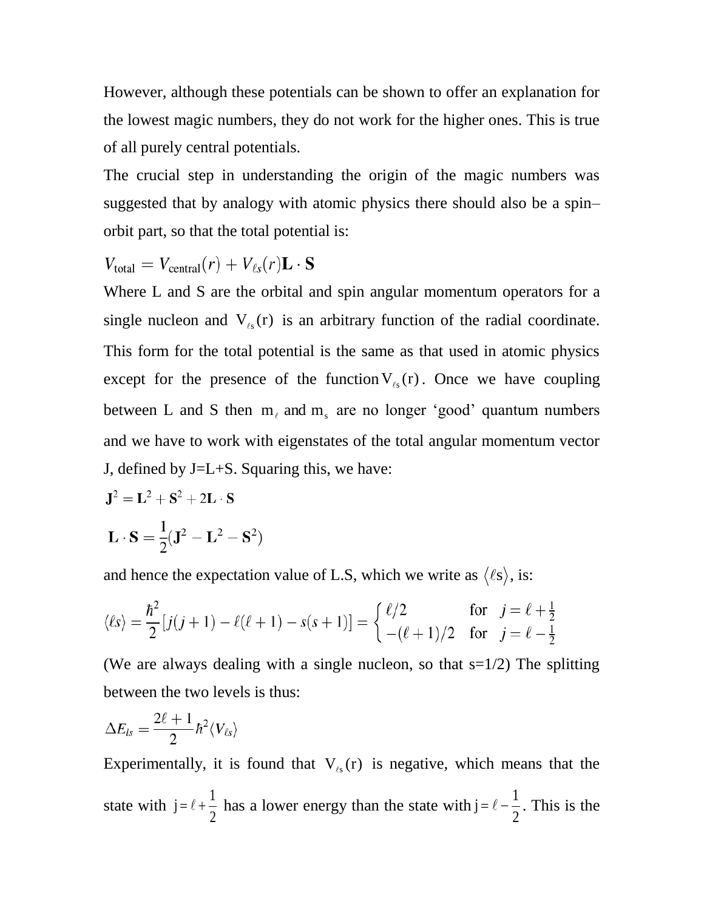However, although these potentials can be shown to offer an explanation for the lowest magic numbers, they do not work for the higher ones. This is true of all purely central potentials.

The crucial step in understanding the origin of the magic numbers was suggested that by analogy with atomic physics there should also be a spin–orbit part, so that the total potential is:

$$V_{\text{total}} = V_{\text{central}}(r) + V_{\ell s}(r)\mathbf{L} \cdot \mathbf{S}$$

Where L and S are the orbital and spin angular momentum operators for a single nucleon and $V_{\ell s}(r)$ is an arbitrary function of the radial coordinate. This form for the total potential is the same as that used in atomic physics except for the presence of the function $V_{\ell s}(r)$. Once we have coupling between L and S then $m_\ell$ and $m_s$ are no longer 'good' quantum numbers and we have to work with eigenstates of the total angular momentum vector J, defined by J=L+S. Squaring this, we have:

$$\mathbf{J}^2 = \mathbf{L}^2 + \mathbf{S}^2 + 2\mathbf{L} \cdot \mathbf{S}$$

$$\mathbf{L} \cdot \mathbf{S} = \frac{1}{2}(\mathbf{J}^2 - \mathbf{L}^2 - \mathbf{S}^2)$$

and hence the expectation value of L.S, which we write as $\langle \ell s \rangle$, is:

$$\langle \ell s \rangle = \frac{\hbar^2}{2}[j(j+1) - \ell(\ell+1) - s(s+1)] = \begin{cases} \ell/2 & \text{for} \quad j = \ell + \frac{1}{2} \\ -(\ell+1)/2 & \text{for} \quad j = \ell - \frac{1}{2} \end{cases}$$

(We are always dealing with a single nucleon, so that s=1/2) The splitting between the two levels is thus:

$$\Delta E_{ls} = \frac{2\ell + 1}{2}\hbar^2 \langle V_{\ell s} \rangle$$

Experimentally, it is found that $V_{\ell s}(r)$ is negative, which means that the state with $j = \ell + \frac{1}{2}$ has a lower energy than the state with $j = \ell - \frac{1}{2}$. This is the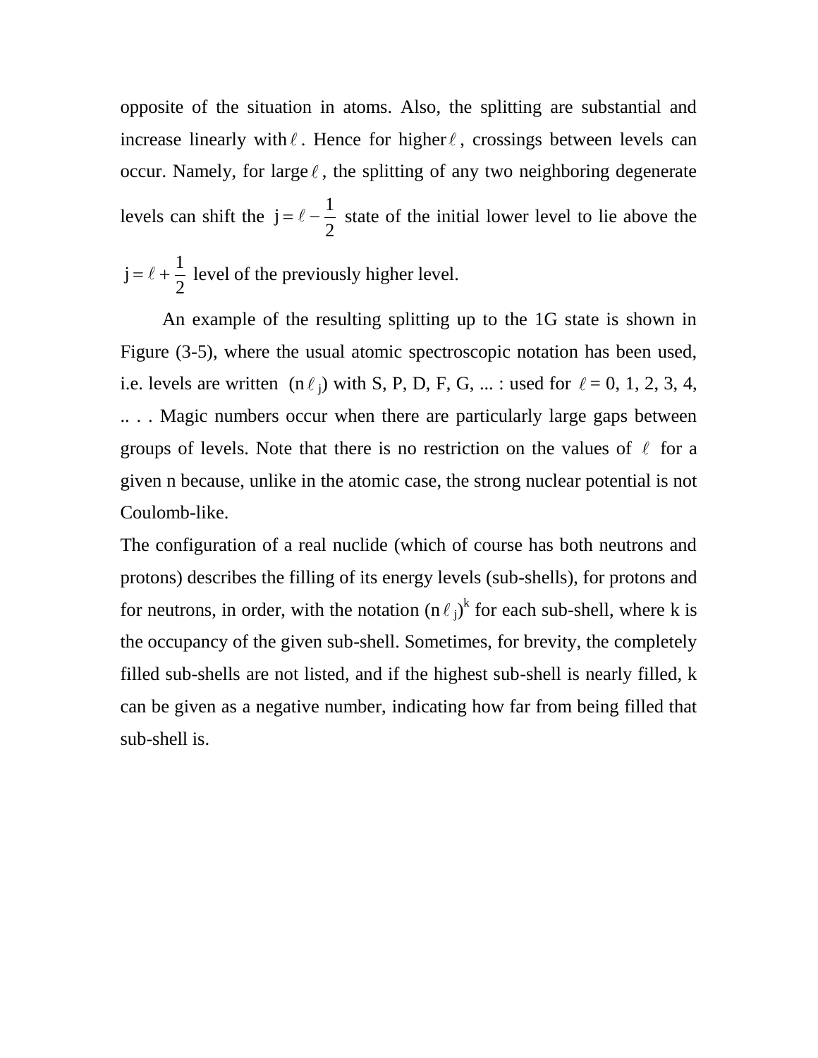opposite of the situation in atoms. Also, the splitting are substantial and increase linearly with $\ell$. Hence for higher $\ell$, crossings between levels can occur. Namely, for large $\ell$, the splitting of any two neighboring degenerate levels can shift the $j = \ell - \frac{1}{2}$ state of the initial lower level to lie above the $j = \ell + \frac{1}{2}$ level of the previously higher level.

An example of the resulting splitting up to the 1G state is shown in Figure (3-5), where the usual atomic spectroscopic notation has been used, i.e. levels are written $(n\ell_j)$ with S, P, D, F, G, ... : used for $\ell = 0, 1, 2, 3, 4,$ .. . . Magic numbers occur when there are particularly large gaps between groups of levels. Note that there is no restriction on the values of $\ell$ for a given n because, unlike in the atomic case, the strong nuclear potential is not Coulomb-like.

The configuration of a real nuclide (which of course has both neutrons and protons) describes the filling of its energy levels (sub-shells), for protons and for neutrons, in order, with the notation $(n\ell_j)^k$ for each sub-shell, where k is the occupancy of the given sub-shell. Sometimes, for brevity, the completely filled sub-shells are not listed, and if the highest sub-shell is nearly filled, k can be given as a negative number, indicating how far from being filled that sub-shell is.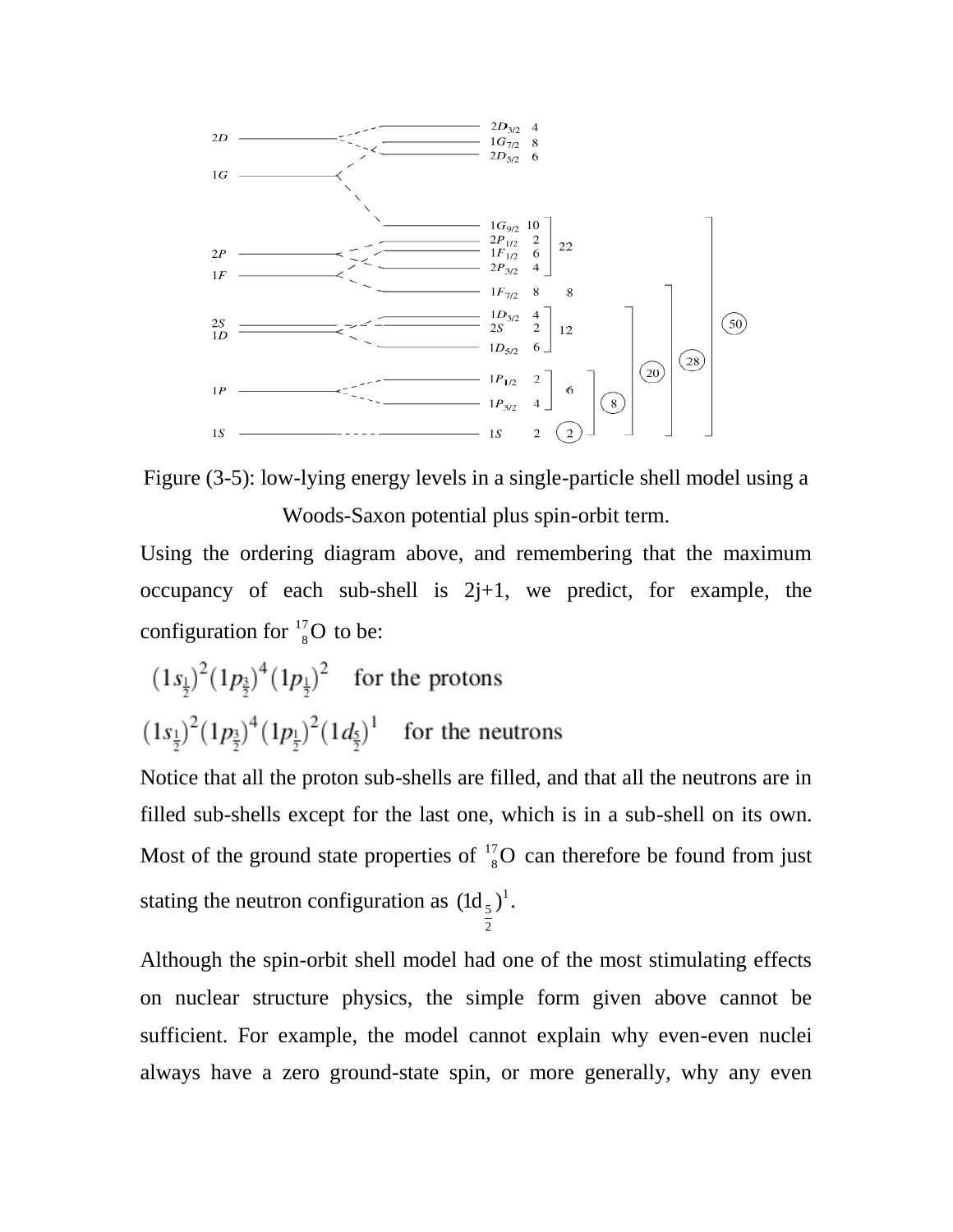Figure (3-5): low-lying energy levels in a single-particle shell model using a Woods-Saxon potential plus spin-orbit term.

Using the ordering diagram above, and remembering that the maximum occupancy of each sub-shell is 2j+1, we predict, for example, the configuration for $^{17}_{8}\mathrm{O}$ to be:

$$(1s_{\frac{1}{2}})^2(1p_{\frac{3}{2}})^4(1p_{\frac{1}{2}})^2 \quad \text{for the protons}$$

$$(1s_{\frac{1}{2}})^2(1p_{\frac{3}{2}})^4(1p_{\frac{1}{2}})^2(1d_{\frac{5}{2}})^1 \quad \text{for the neutrons}$$

Notice that all the proton sub-shells are filled, and that all the neutrons are in filled sub-shells except for the last one, which is in a sub-shell on its own. Most of the ground state properties of $^{17}_{8}\mathrm{O}$ can therefore be found from just stating the neutron configuration as $(1d_{\frac{5}{2}})^1$.

Although the spin-orbit shell model had one of the most stimulating effects on nuclear structure physics, the simple form given above cannot be sufficient. For example, the model cannot explain why even-even nuclei always have a zero ground-state spin, or more generally, why any even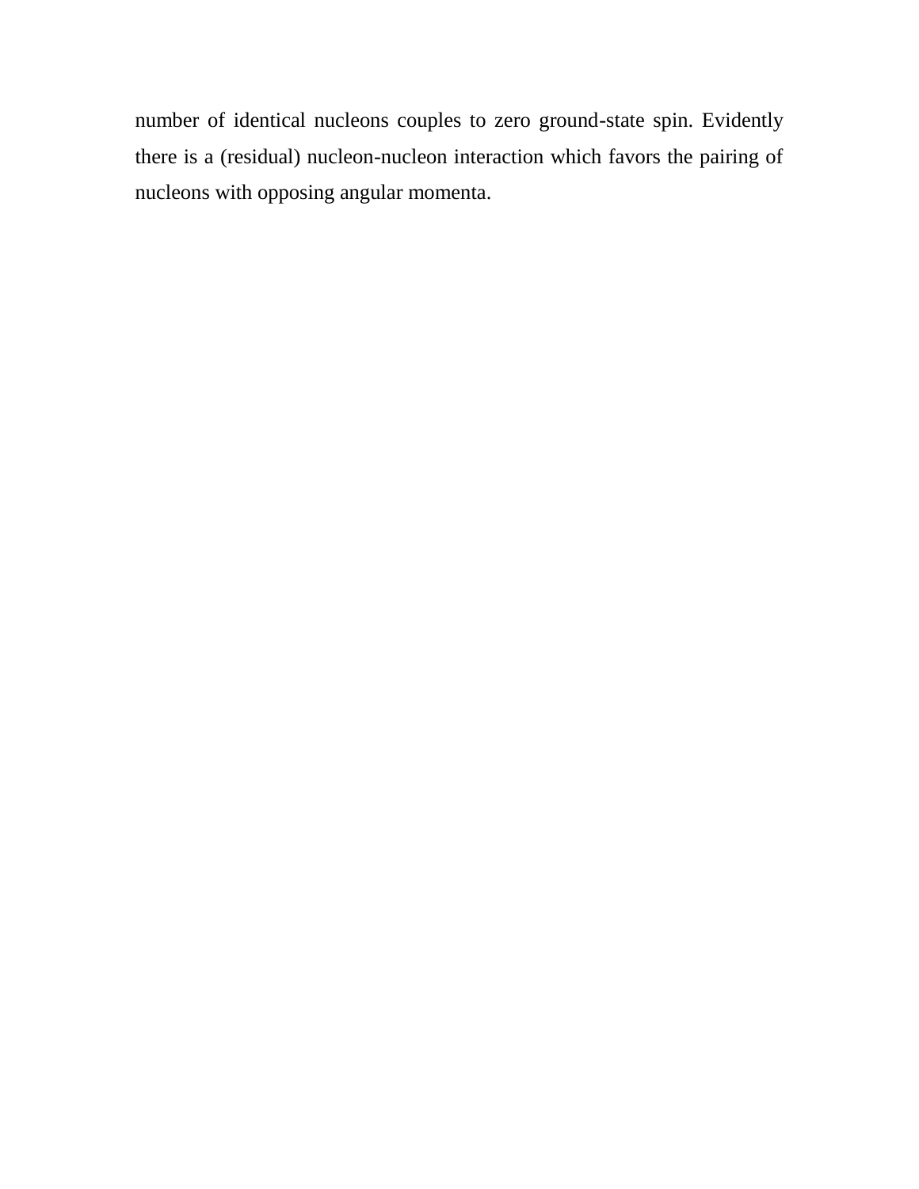number of identical nucleons couples to zero ground-state spin. Evidently there is a (residual) nucleon-nucleon interaction which favors the pairing of nucleons with opposing angular momenta.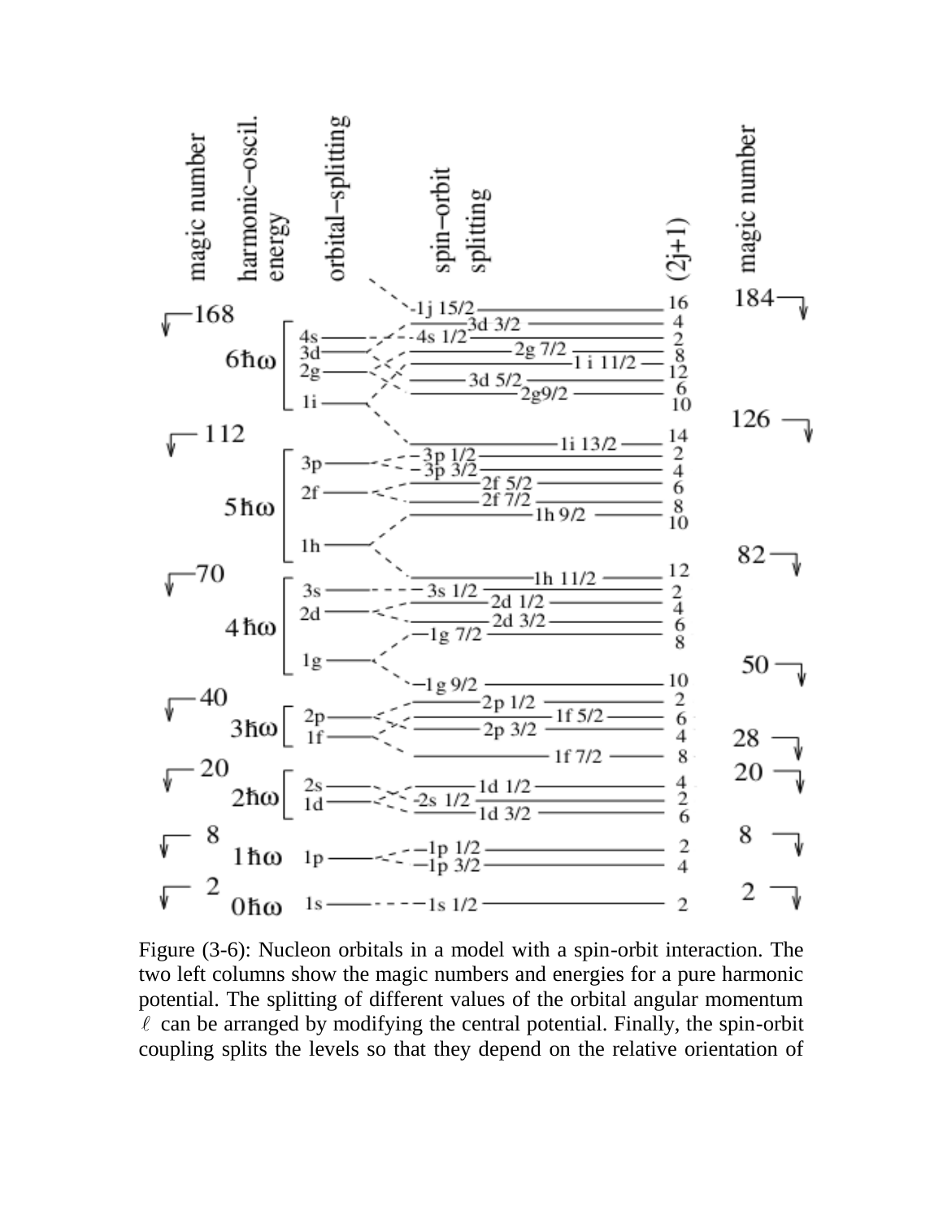Figure (3-6): Nucleon orbitals in a model with a spin-orbit interaction. The two left columns show the magic numbers and energies for a pure harmonic potential. The splitting of different values of the orbital angular momentum $\ell$ can be arranged by modifying the central potential. Finally, the spin-orbit coupling splits the levels so that they depend on the relative orientation of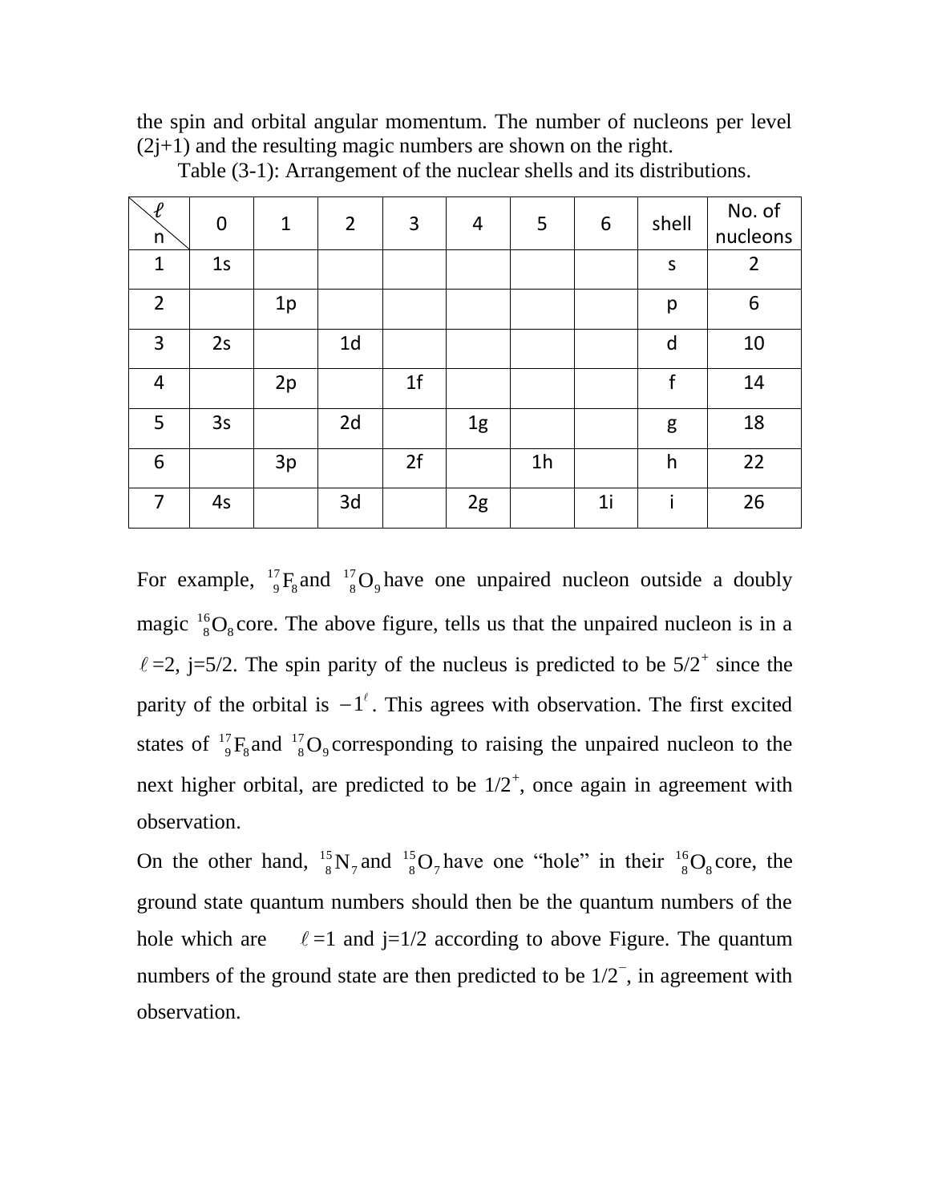the spin and orbital angular momentum. The number of nucleons per level (2j+1) and the resulting magic numbers are shown on the right.

Table (3-1): Arrangement of the nuclear shells and its distributions.

| $\ell$ / n | 0 | 1 | 2 | 3 | 4 | 5 | 6 | shell | No. of nucleons |
|---|---|---|---|---|---|---|---|---|---|
| 1 | 1s | | | | | | | s | 2 |
| 2 | | 1p | | | | | | p | 6 |
| 3 | 2s | | 1d | | | | | d | 10 |
| 4 | | 2p | | 1f | | | | f | 14 |
| 5 | 3s | | 2d | | 1g | | | g | 18 |
| 6 | | 3p | | 2f | | 1h | | h | 22 |
| 7 | 4s | | 3d | | 2g | | 1i | i | 26 |

For example, ${}^{17}_{9}F_8$ and ${}^{17}_{8}O_9$ have one unpaired nucleon outside a doubly magic ${}^{16}_{8}O_8$ core. The above figure, tells us that the unpaired nucleon is in a $\ell$=2, j=5/2. The spin parity of the nucleus is predicted to be $5/2^+$ since the parity of the orbital is $-1^{\ell}$. This agrees with observation. The first excited states of ${}^{17}_{9}F_8$ and ${}^{17}_{8}O_9$ corresponding to raising the unpaired nucleon to the next higher orbital, are predicted to be $1/2^+$, once again in agreement with observation.

On the other hand, ${}^{15}_{8}N_7$ and ${}^{15}_{8}O_7$ have one "hole" in their ${}^{16}_{8}O_8$ core, the ground state quantum numbers should then be the quantum numbers of the hole which are $\ell$=1 and j=1/2 according to above Figure. The quantum numbers of the ground state are then predicted to be $1/2^-$, in agreement with observation.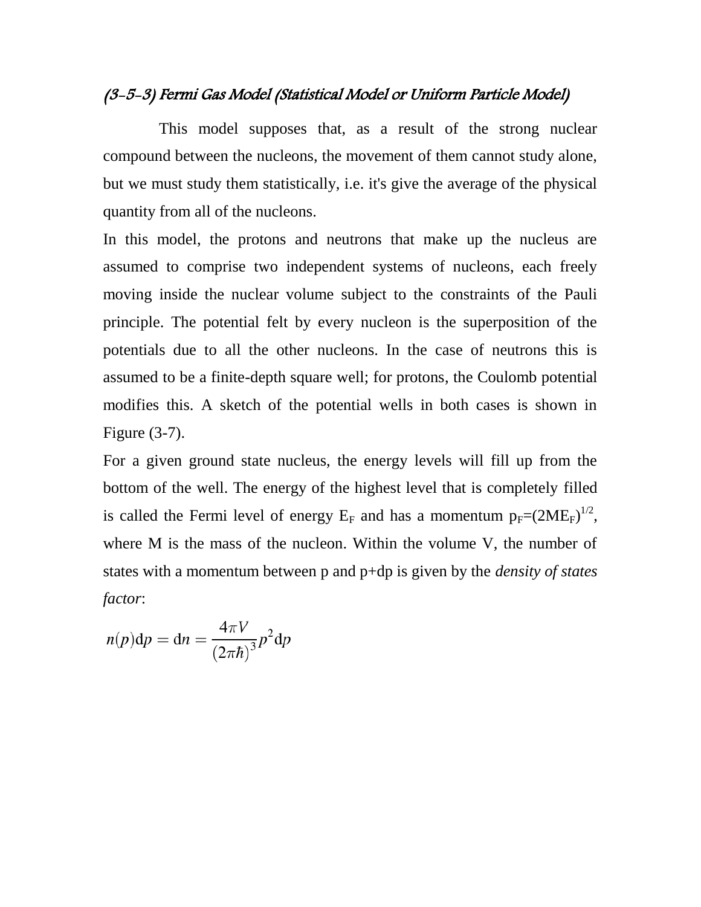### *(3-5-3) Fermi Gas Model (Statistical Model or Uniform Particle Model)*

This model supposes that, as a result of the strong nuclear compound between the nucleons, the movement of them cannot study alone, but we must study them statistically, i.e. it's give the average of the physical quantity from all of the nucleons.

In this model, the protons and neutrons that make up the nucleus are assumed to comprise two independent systems of nucleons, each freely moving inside the nuclear volume subject to the constraints of the Pauli principle. The potential felt by every nucleon is the superposition of the potentials due to all the other nucleons. In the case of neutrons this is assumed to be a finite-depth square well; for protons, the Coulomb potential modifies this. A sketch of the potential wells in both cases is shown in Figure (3-7).

For a given ground state nucleus, the energy levels will fill up from the bottom of the well. The energy of the highest level that is completely filled is called the Fermi level of energy $E_F$ and has a momentum $p_F=(2ME_F)^{1/2}$, where M is the mass of the nucleon. Within the volume V, the number of states with a momentum between p and p+dp is given by the *density of states factor*:

$$n(p)\mathrm{d}p = \mathrm{d}n = \frac{4\pi V}{(2\pi\hbar)^3}p^2\mathrm{d}p$$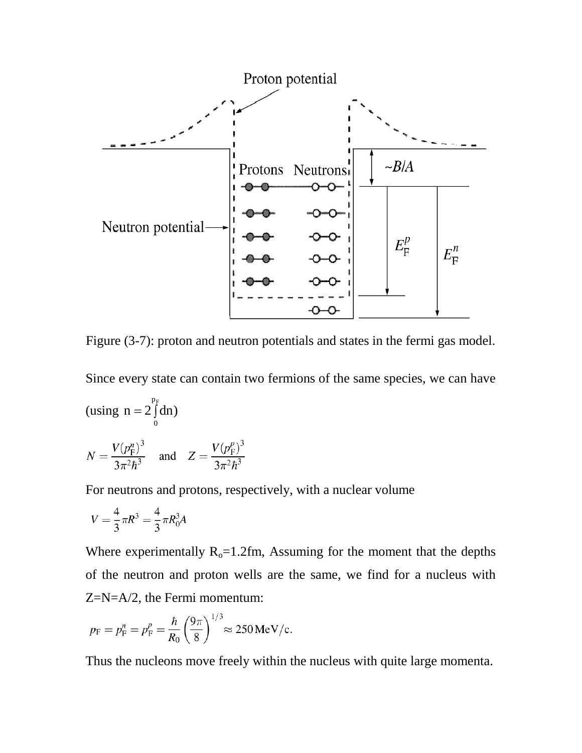Figure (3-7): proton and neutron potentials and states in the fermi gas model.

Since every state can contain two fermions of the same species, we can have (using $n = 2\int_0^{p_F} dn$)

$$N = \frac{V(p_F^n)^3}{3\pi^2\hbar^3} \quad \text{and} \quad Z = \frac{V(p_F^p)^3}{3\pi^2\hbar^3}$$

For neutrons and protons, respectively, with a nuclear volume

$$V = \frac{4}{3}\pi R^3 = \frac{4}{3}\pi R_0^3 A$$

Where experimentally $R_o$=1.2fm, Assuming for the moment that the depths of the neutron and proton wells are the same, we find for a nucleus with Z=N=A/2, the Fermi momentum:

$$p_F = p_F^n = p_F^p = \frac{\hbar}{R_0}\left(\frac{9\pi}{8}\right)^{1/3} \approx 250\,\text{MeV/c}.$$

Thus the nucleons move freely within the nucleus with quite large momenta.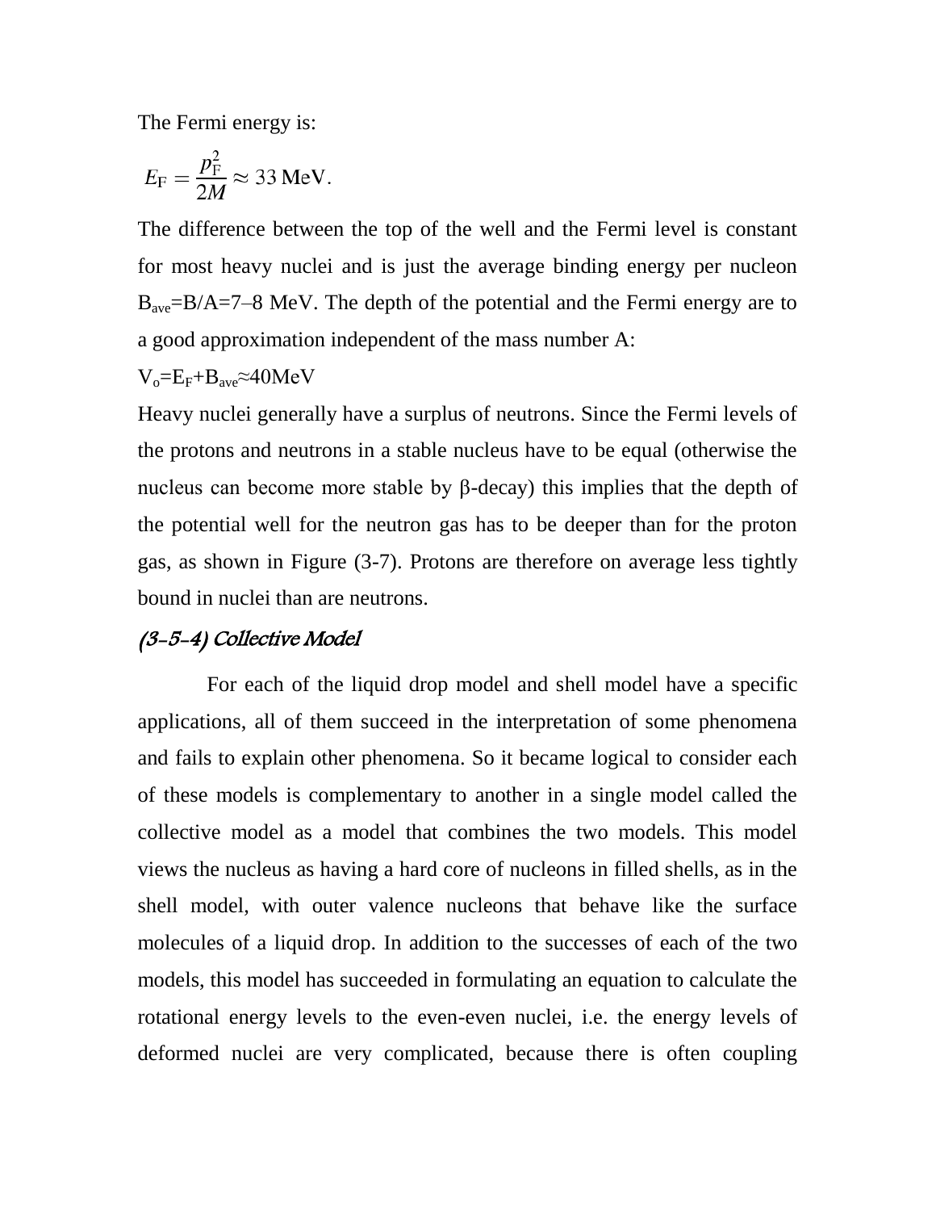The Fermi energy is:

$$E_F = \frac{p_F^2}{2M} \approx 33\,\text{MeV}.$$

The difference between the top of the well and the Fermi level is constant for most heavy nuclei and is just the average binding energy per nucleon $B_{ave}=B/A=7–8$ MeV. The depth of the potential and the Fermi energy are to a good approximation independent of the mass number A:

$V_o=E_F+B_{ave}\approx 40\text{MeV}$

Heavy nuclei generally have a surplus of neutrons. Since the Fermi levels of the protons and neutrons in a stable nucleus have to be equal (otherwise the nucleus can become more stable by β-decay) this implies that the depth of the potential well for the neutron gas has to be deeper than for the proton gas, as shown in Figure (3-7). Protons are therefore on average less tightly bound in nuclei than are neutrons.

### *(3-5-4) Collective Model*

For each of the liquid drop model and shell model have a specific applications, all of them succeed in the interpretation of some phenomena and fails to explain other phenomena. So it became logical to consider each of these models is complementary to another in a single model called the collective model as a model that combines the two models. This model views the nucleus as having a hard core of nucleons in filled shells, as in the shell model, with outer valence nucleons that behave like the surface molecules of a liquid drop. In addition to the successes of each of the two models, this model has succeeded in formulating an equation to calculate the rotational energy levels to the even-even nuclei, i.e. the energy levels of deformed nuclei are very complicated, because there is often coupling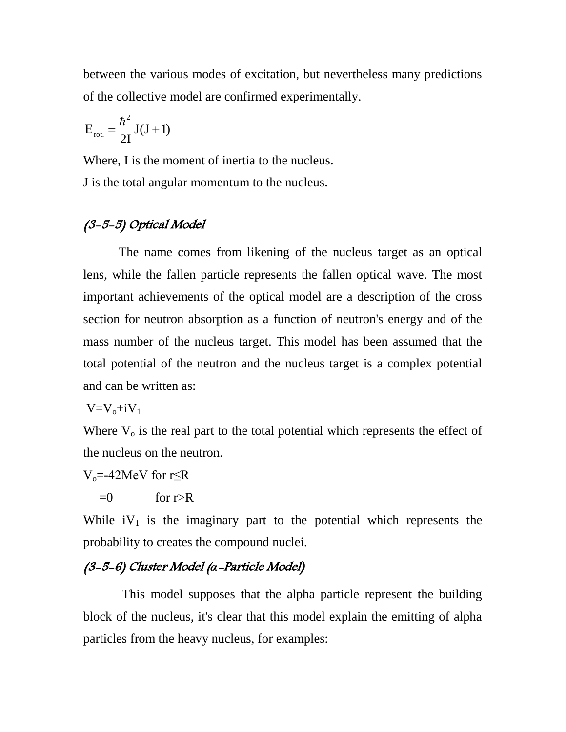between the various modes of excitation, but nevertheless many predictions of the collective model are confirmed experimentally.

$$E_{rot.} = \frac{\hbar^2}{2I} J(J+1)$$

Where, I is the moment of inertia to the nucleus.

J is the total angular momentum to the nucleus.

### *(3-5-5) Optical Model*

The name comes from likening of the nucleus target as an optical lens, while the fallen particle represents the fallen optical wave. The most important achievements of the optical model are a description of the cross section for neutron absorption as a function of neutron's energy and of the mass number of the nucleus target. This model has been assumed that the total potential of the neutron and the nucleus target is a complex potential and can be written as:

$V=V_o+iV_1$

Where $V_o$ is the real part to the total potential which represents the effect of the nucleus on the neutron.

$V_o=-42\text{MeV}$ for $r \leq R$

$=0$ for $r>R$

While $iV_1$ is the imaginary part to the potential which represents the probability to creates the compound nuclei.

### *(3-5-6) Cluster Model (α-Particle Model)*

This model supposes that the alpha particle represent the building block of the nucleus, it's clear that this model explain the emitting of alpha particles from the heavy nucleus, for examples: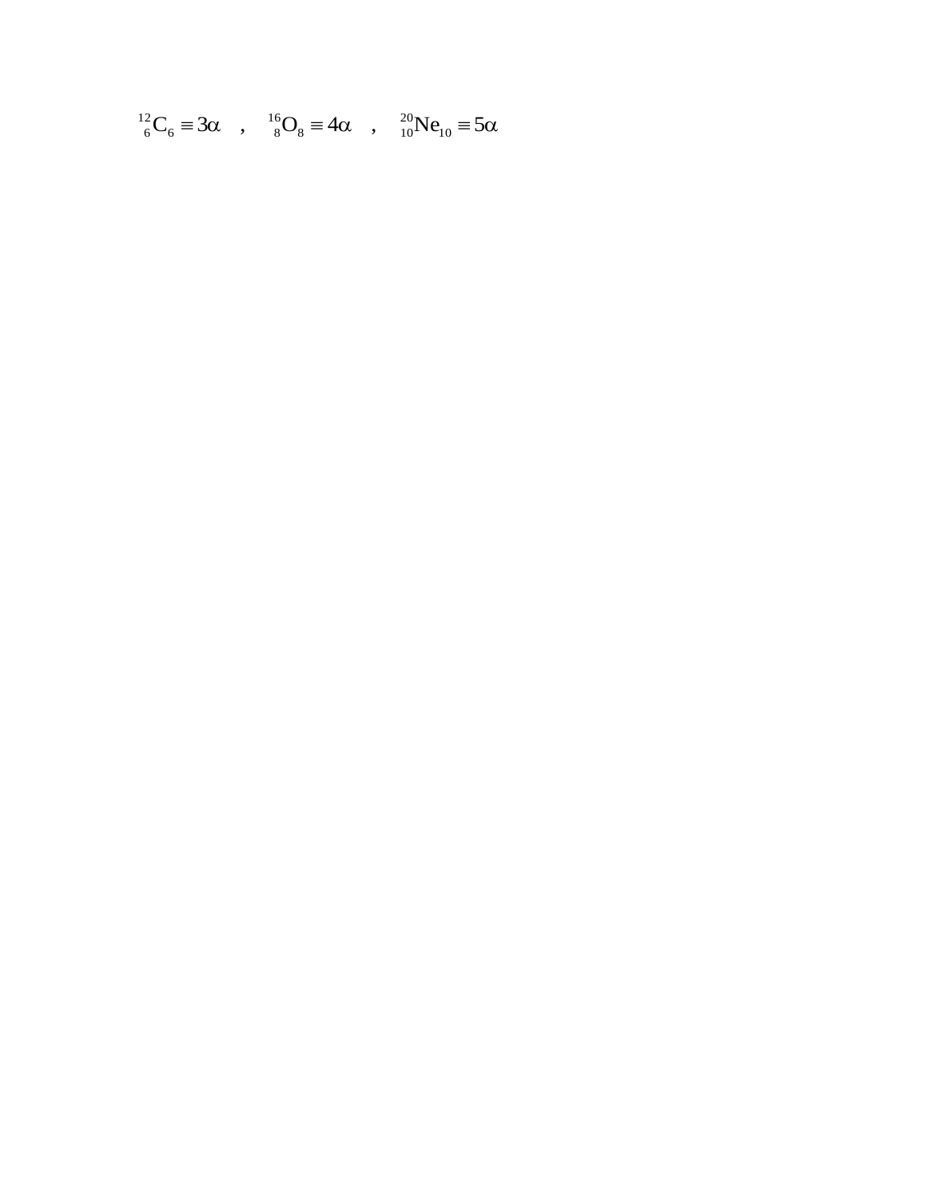$$ {}^{12}_{6}C_{6} \equiv 3\alpha \quad , \quad {}^{16}_{8}O_{8} \equiv 4\alpha \quad , \quad {}^{20}_{10}Ne_{10} \equiv 5\alpha $$